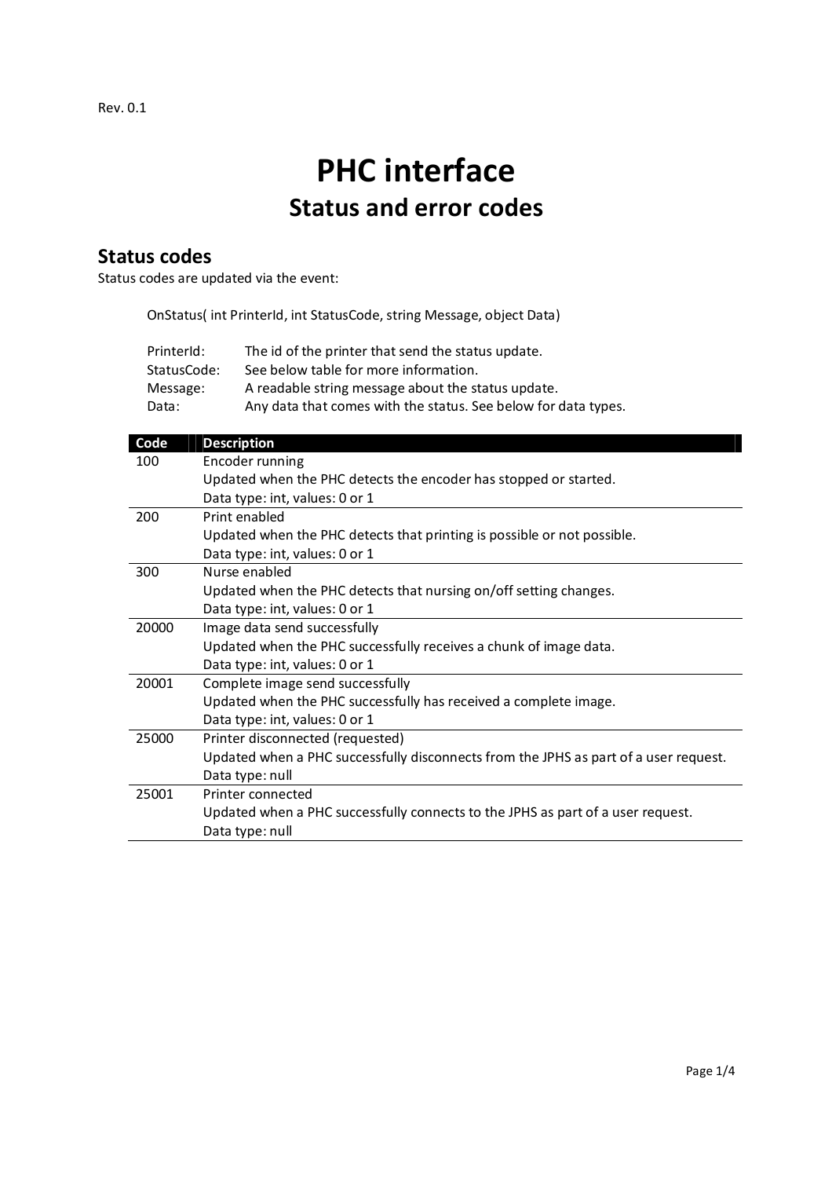Rev. 0.1

# PHC interface

## Status and error codes

### Status codes

Status codes are updated via the event:

```
OnStatus( int PrinterId, int StatusCode, string Message, object Data)
```

| | |
|---|---|
| PrinterId: | The id of the printer that send the status update. |
| StatusCode: | See below table for more information. |
| Message: | A readable string message about the status update. |
| Data: | Any data that comes with the status. See below for data types. |

| Code | Description |
|---|---|
| 100 | Encoder running<br>Updated when the PHC detects the encoder has stopped or started.<br>Data type: int, values: 0 or 1 |
| 200 | Print enabled<br>Updated when the PHC detects that printing is possible or not possible.<br>Data type: int, values: 0 or 1 |
| 300 | Nurse enabled<br>Updated when the PHC detects that nursing on/off setting changes.<br>Data type: int, values: 0 or 1 |
| 20000 | Image data send successfully<br>Updated when the PHC successfully receives a chunk of image data.<br>Data type: int, values: 0 or 1 |
| 20001 | Complete image send successfully<br>Updated when the PHC successfully has received a complete image.<br>Data type: int, values: 0 or 1 |
| 25000 | Printer disconnected (requested)<br>Updated when a PHC successfully disconnects from the JPHS as part of a user request.<br>Data type: null |
| 25001 | Printer connected<br>Updated when a PHC successfully connects to the JPHS as part of a user request.<br>Data type: null |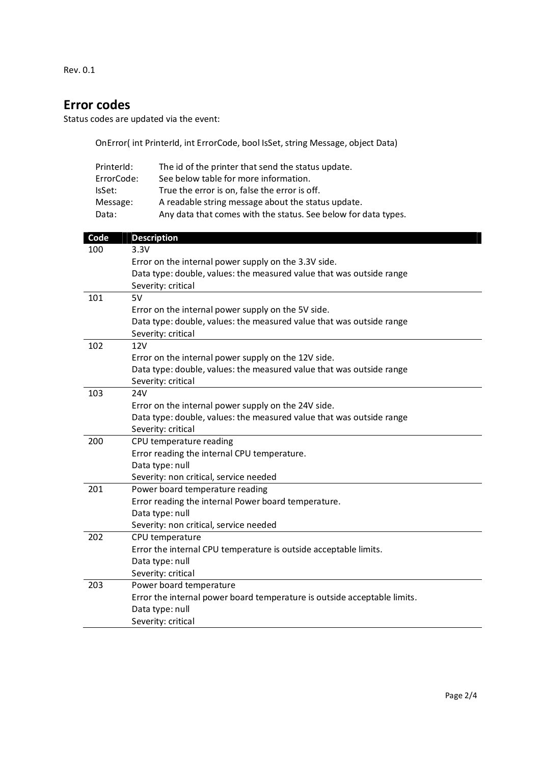Rev. 0.1

## Error codes

Status codes are updated via the event:

```
OnError( int PrinterId, int ErrorCode, bool IsSet, string Message, object Data)
```

| | |
|---|---|
| PrinterId: | The id of the printer that send the status update. |
| ErrorCode: | See below table for more information. |
| IsSet: | True the error is on, false the error is off. |
| Message: | A readable string message about the status update. |
| Data: | Any data that comes with the status. See below for data types. |

| Code | Description |
|---|---|
| 100 | 3.3V<br>Error on the internal power supply on the 3.3V side.<br>Data type: double, values: the measured value that was outside range<br>Severity: critical |
| 101 | 5V<br>Error on the internal power supply on the 5V side.<br>Data type: double, values: the measured value that was outside range<br>Severity: critical |
| 102 | 12V<br>Error on the internal power supply on the 12V side.<br>Data type: double, values: the measured value that was outside range<br>Severity: critical |
| 103 | 24V<br>Error on the internal power supply on the 24V side.<br>Data type: double, values: the measured value that was outside range<br>Severity: critical |
| 200 | CPU temperature reading<br>Error reading the internal CPU temperature.<br>Data type: null<br>Severity: non critical, service needed |
| 201 | Power board temperature reading<br>Error reading the internal Power board temperature.<br>Data type: null<br>Severity: non critical, service needed |
| 202 | CPU temperature<br>Error the internal CPU temperature is outside acceptable limits.<br>Data type: null<br>Severity: critical |
| 203 | Power board temperature<br>Error the internal power board temperature is outside acceptable limits.<br>Data type: null<br>Severity: critical |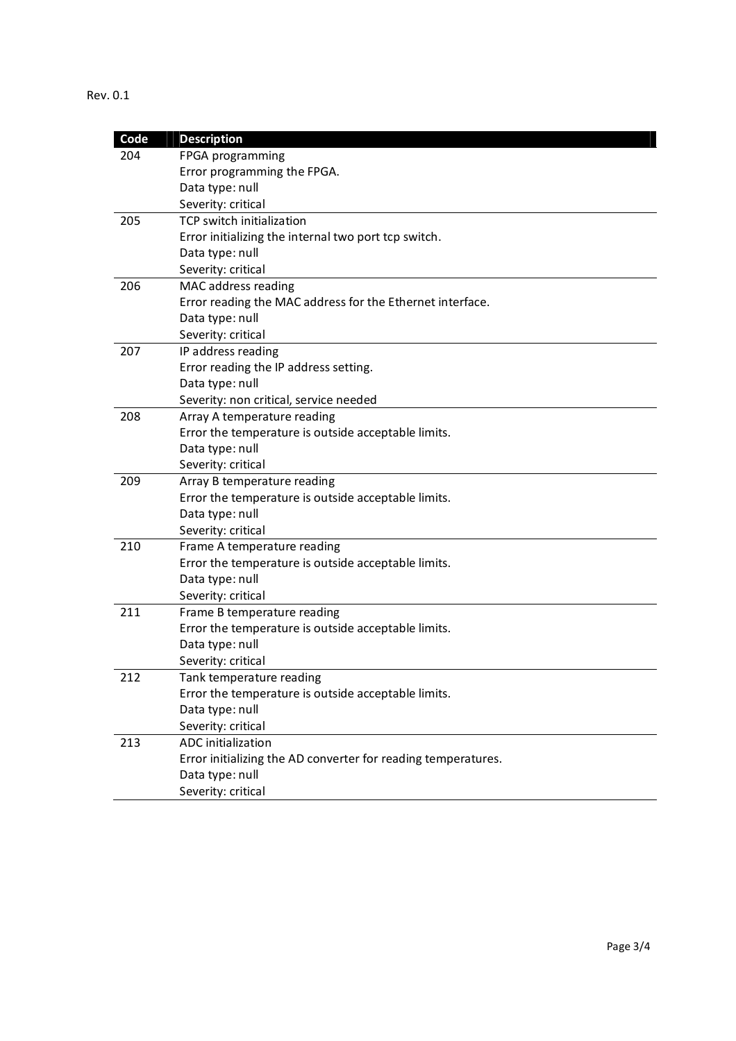| Code | Description |
| --- | --- |
| 204 | FPGA programming<br>Error programming the FPGA.<br>Data type: null<br>Severity: critical |
| 205 | TCP switch initialization<br>Error initializing the internal two port tcp switch.<br>Data type: null<br>Severity: critical |
| 206 | MAC address reading<br>Error reading the MAC address for the Ethernet interface.<br>Data type: null<br>Severity: critical |
| 207 | IP address reading<br>Error reading the IP address setting.<br>Data type: null<br>Severity: non critical, service needed |
| 208 | Array A temperature reading<br>Error the temperature is outside acceptable limits.<br>Data type: null<br>Severity: critical |
| 209 | Array B temperature reading<br>Error the temperature is outside acceptable limits.<br>Data type: null<br>Severity: critical |
| 210 | Frame A temperature reading<br>Error the temperature is outside acceptable limits.<br>Data type: null<br>Severity: critical |
| 211 | Frame B temperature reading<br>Error the temperature is outside acceptable limits.<br>Data type: null<br>Severity: critical |
| 212 | Tank temperature reading<br>Error the temperature is outside acceptable limits.<br>Data type: null<br>Severity: critical |
| 213 | ADC initialization<br>Error initializing the AD converter for reading temperatures.<br>Data type: null<br>Severity: critical |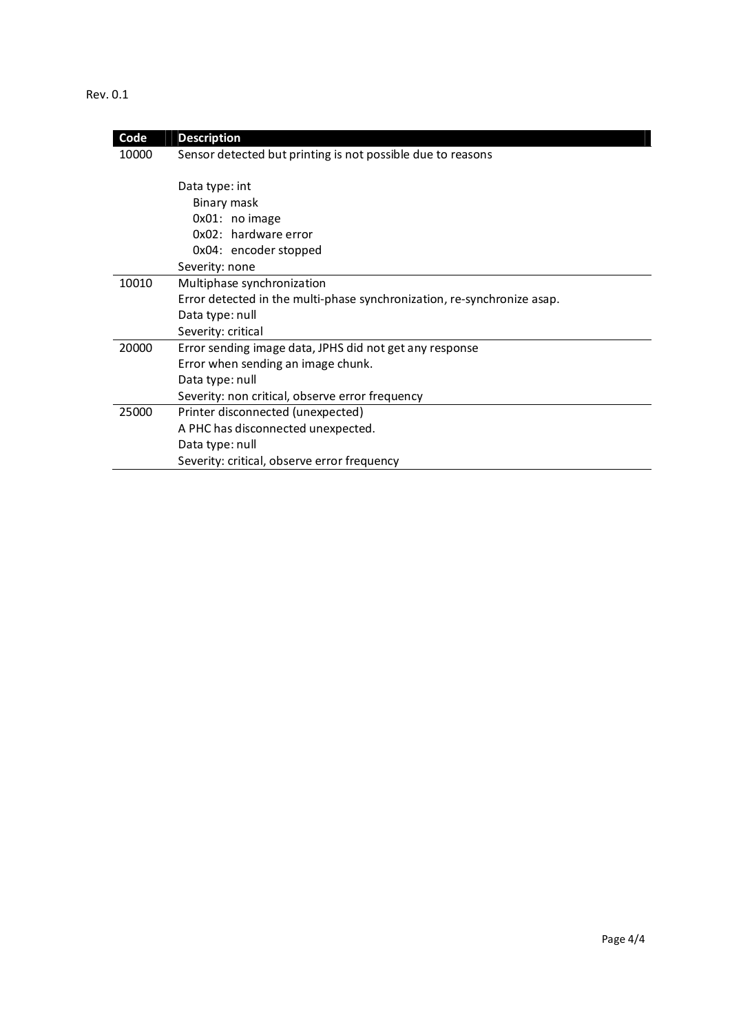Rev. 0.1

| Code | Description |
|---|---|
| 10000 | Sensor detected but printing is not possible due to reasons<br><br>Data type: int<br>Binary mask<br>0x01: no image<br>0x02: hardware error<br>0x04: encoder stopped<br>Severity: none |
| 10010 | Multiphase synchronization<br>Error detected in the multi-phase synchronization, re-synchronize asap.<br>Data type: null<br>Severity: critical |
| 20000 | Error sending image data, JPHS did not get any response<br>Error when sending an image chunk.<br>Data type: null<br>Severity: non critical, observe error frequency |
| 25000 | Printer disconnected (unexpected)<br>A PHC has disconnected unexpected.<br>Data type: null<br>Severity: critical, observe error frequency |